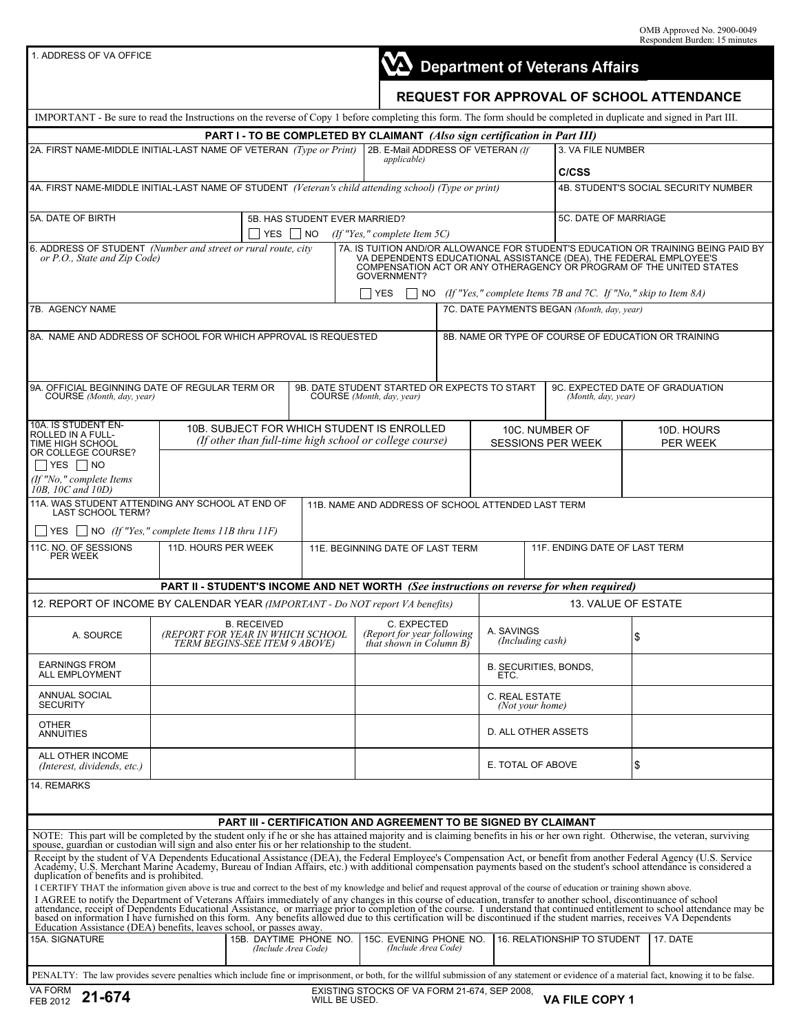OMB Approved No. 2900-0049
Respondent Burden: 15 minutes

1. ADDRESS OF VA OFFICE

# Department of Veterans Affairs

## REQUEST FOR APPROVAL OF SCHOOL ATTENDANCE

IMPORTANT - Be sure to read the Instructions on the reverse of Copy 1 before completing this form. The form should be completed in duplicate and signed in Part III.

### PART I - TO BE COMPLETED BY CLAIMANT *(Also sign certification in Part III)*

| 2A. FIRST NAME-MIDDLE INITIAL-LAST NAME OF VETERAN *(Type or Print)* | 2B. E-Mail ADDRESS OF VETERAN *(If applicable)* | 3. VA FILE NUMBER<br>C/CSS |
|---|---|---|
| | | |

| 4A. FIRST NAME-MIDDLE INITIAL-LAST NAME OF STUDENT *(Veteran's child attending school) (Type or print)* | 4B. STUDENT'S SOCIAL SECURITY NUMBER |
|---|---|
| | |

| 5A. DATE OF BIRTH | 5B. HAS STUDENT EVER MARRIED?<br>☐ YES ☐ NO *(If "Yes," complete Item 5C)* | 5C. DATE OF MARRIAGE |
|---|---|---|
| | | |

| 6. ADDRESS OF STUDENT *(Number and street or rural route, city or P.O., State and Zip Code)* | 7A. IS TUITION AND/OR ALLOWANCE FOR STUDENT'S EDUCATION OR TRAINING BEING PAID BY VA DEPENDENTS EDUCATIONAL ASSISTANCE (DEA), THE FEDERAL EMPLOYEE'S COMPENSATION ACT OR ANY OTHERAGENCY OR PROGRAM OF THE UNITED STATES GOVERNMENT?<br>☐ YES ☐ NO *(If "Yes," complete Items 7B and 7C. If "No," skip to Item 8A)* |
|---|---|
| | |

| 7B. AGENCY NAME | 7C. DATE PAYMENTS BEGAN *(Month, day, year)* |
|---|---|
| | |

| 8A. NAME AND ADDRESS OF SCHOOL FOR WHICH APPROVAL IS REQUESTED | 8B. NAME OR TYPE OF COURSE OF EDUCATION OR TRAINING |
|---|---|
| | |

| 9A. OFFICIAL BEGINNING DATE OF REGULAR TERM OR COURSE *(Month, day, year)* | 9B. DATE STUDENT STARTED OR EXPECTS TO START COURSE *(Month, day, year)* | 9C. EXPECTED DATE OF GRADUATION *(Month, day, year)* |
|---|---|---|
| | | |

| 10A. IS STUDENT ENROLLED IN A FULL-TIME HIGH SCHOOL OR COLLEGE COURSE?<br>☐ YES ☐ NO<br>*(If "No," complete Items 10B, 10C and 10D)* | 10B. SUBJECT FOR WHICH STUDENT IS ENROLLED *(If other than full-time high school or college course)* | 10C. NUMBER OF SESSIONS PER WEEK | 10D. HOURS PER WEEK |
|---|---|---|---|
| | | | |

| 11A. WAS STUDENT ATTENDING ANY SCHOOL AT END OF LAST SCHOOL TERM?<br>☐ YES ☐ NO *(If "Yes," complete Items 11B thru 11F)* | 11B. NAME AND ADDRESS OF SCHOOL ATTENDED LAST TERM |
|---|---|
| | |

| 11C. NO. OF SESSIONS PER WEEK | 11D. HOURS PER WEEK | 11E. BEGINNING DATE OF LAST TERM | 11F. ENDING DATE OF LAST TERM |
|---|---|---|---|
| | | | |

### PART II - STUDENT'S INCOME AND NET WORTH *(See instructions on reverse for when required)*

| 12. REPORT OF INCOME BY CALENDAR YEAR *(IMPORTANT - Do NOT report VA benefits)* | | | 13. VALUE OF ESTATE | |
|---|---|---|---|---|
| A. SOURCE | B. RECEIVED *(REPORT FOR YEAR IN WHICH SCHOOL TERM BEGINS-SEE ITEM 9 ABOVE)* | C. EXPECTED *(Report for year following that shown in Column B)* | A. SAVINGS *(Including cash)* | $ |
| EARNINGS FROM ALL EMPLOYMENT | | | B. SECURITIES, BONDS, ETC. | |
| ANNUAL SOCIAL SECURITY | | | C. REAL ESTATE *(Not your home)* | |
| OTHER ANNUITIES | | | D. ALL OTHER ASSETS | |
| ALL OTHER INCOME *(Interest, dividends, etc.)* | | | E. TOTAL OF ABOVE | $ |

14. REMARKS

### PART III - CERTIFICATION AND AGREEMENT TO BE SIGNED BY CLAIMANT

NOTE: This part will be completed by the student only if he or she has attained majority and is claiming benefits in his or her own right. Otherwise, the veteran, surviving spouse, guardian or custodian will sign and also enter his or her relationship to the student.

Receipt by the student of VA Dependents Educational Assistance (DEA), the Federal Employee's Compensation Act, or benefit from another Federal Agency (U.S. Service Academy, U.S. Merchant Marine Academy, Bureau of Indian Affairs, etc.) with additional compensation payments based on the student's school attendance is considered a duplication of benefits and is prohibited.

I CERTIFY THAT the information given above is true and correct to the best of my knowledge and belief and request approval of the course of education or training shown above.

I AGREE to notify the Department of Veterans Affairs immediately of any changes in this course of education, transfer to another school, discontinuance of school attendance, receipt of Dependents Educational Assistance, or marriage prior to completion of the course. I understand that continued entitlement to school attendance may be based on information I have furnished on this form. Any benefits allowed due to this certification will be discontinued if the student marries, receives VA Dependents Education Assistance (DEA) benefits, leaves school, or passes away.

| 15A. SIGNATURE | 15B. DAYTIME PHONE NO. *(Include Area Code)* | 15C. EVENING PHONE NO. *(Include Area Code)* | 16. RELATIONSHIP TO STUDENT | 17. DATE |
|---|---|---|---|---|
| | | | | |

PENALTY: The law provides severe penalties which include fine or imprisonment, or both, for the willful submission of any statement or evidence of a material fact, knowing it to be false.

VA FORM FEB 2012 **21-674** EXISTING STOCKS OF VA FORM 21-674, SEP 2008, WILL BE USED. **VA FILE COPY 1**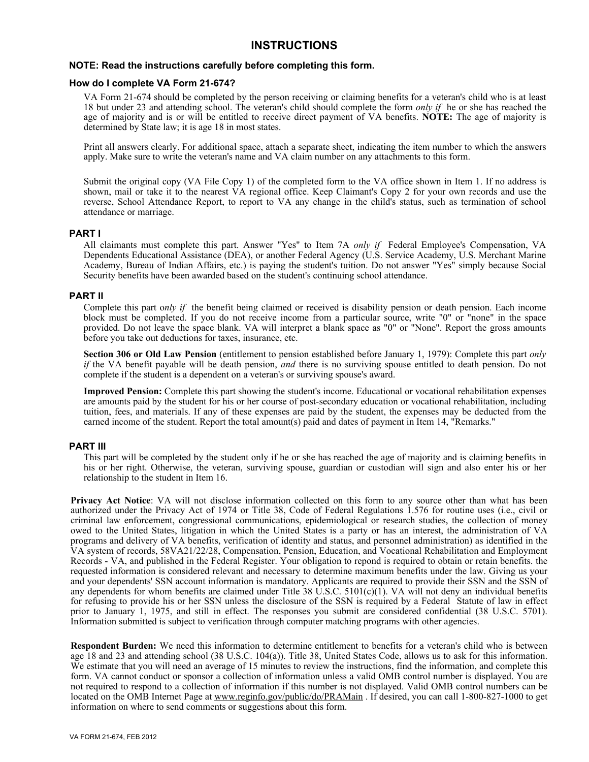# INSTRUCTIONS

**NOTE: Read the instructions carefully before completing this form.**

### How do I complete VA Form 21-674?

VA Form 21-674 should be completed by the person receiving or claiming benefits for a veteran's child who is at least 18 but under 23 and attending school. The veteran's child should complete the form *only if* he or she has reached the age of majority and is or will be entitled to receive direct payment of VA benefits. **NOTE:** The age of majority is determined by State law; it is age 18 in most states.

Print all answers clearly. For additional space, attach a separate sheet, indicating the item number to which the answers apply. Make sure to write the veteran's name and VA claim number on any attachments to this form.

Submit the original copy (VA File Copy 1) of the completed form to the VA office shown in Item 1. If no address is shown, mail or take it to the nearest VA regional office. Keep Claimant's Copy 2 for your own records and use the reverse, School Attendance Report, to report to VA any change in the child's status, such as termination of school attendance or marriage.

### PART I

All claimants must complete this part. Answer "Yes" to Item 7A *only if* Federal Employee's Compensation, VA Dependents Educational Assistance (DEA), or another Federal Agency (U.S. Service Academy, U.S. Merchant Marine Academy, Bureau of Indian Affairs, etc.) is paying the student's tuition. Do not answer "Yes" simply because Social Security benefits have been awarded based on the student's continuing school attendance.

### PART II

Complete this part o*nly if* the benefit being claimed or received is disability pension or death pension. Each income block must be completed. If you do not receive income from a particular source, write "0" or "none" in the space provided. Do not leave the space blank. VA will interpret a blank space as "0" or "None". Report the gross amounts before you take out deductions for taxes, insurance, etc.

**Section 306 or Old Law Pension** (entitlement to pension established before January 1, 1979): Complete this part *only if* the VA benefit payable will be death pension, *and* there is no surviving spouse entitled to death pension. Do not complete if the student is a dependent on a veteran's or surviving spouse's award.

**Improved Pension:** Complete this part showing the student's income. Educational or vocational rehabilitation expenses are amounts paid by the student for his or her course of post-secondary education or vocational rehabilitation, including tuition, fees, and materials. If any of these expenses are paid by the student, the expenses may be deducted from the earned income of the student. Report the total amount(s) paid and dates of payment in Item 14, "Remarks."

### PART III

This part will be completed by the student only if he or she has reached the age of majority and is claiming benefits in his or her right. Otherwise, the veteran, surviving spouse, guardian or custodian will sign and also enter his or her relationship to the student in Item 16.

**Privacy Act Notice**: VA will not disclose information collected on this form to any source other than what has been authorized under the Privacy Act of 1974 or Title 38, Code of Federal Regulations 1.576 for routine uses (i.e., civil or criminal law enforcement, congressional communications, epidemiological or research studies, the collection of money owed to the United States, litigation in which the United States is a party or has an interest, the administration of VA programs and delivery of VA benefits, verification of identity and status, and personnel administration) as identified in the VA system of records, 58VA21/22/28, Compensation, Pension, Education, and Vocational Rehabilitation and Employment Records - VA, and published in the Federal Register. Your obligation to repond is required to obtain or retain benefits. the requested information is considered relevant and necessary to determine maximum benefits under the law. Giving us your and your dependents' SSN account information is mandatory. Applicants are required to provide their SSN and the SSN of any dependents for whom benefits are claimed under Title 38 U.S.C. 5101(c)(1). VA will not deny an individual benefits for refusing to provide his or her SSN unless the disclosure of the SSN is required by a Federal Statute of law in effect prior to January 1, 1975, and still in effect. The responses you submit are considered confidential (38 U.S.C. 5701). Information submitted is subject to verification through computer matching programs with other agencies.

**Respondent Burden:** We need this information to determine entitlement to benefits for a veteran's child who is between age 18 and 23 and attending school (38 U.S.C. 104(a)). Title 38, United States Code, allows us to ask for this information. We estimate that you will need an average of 15 minutes to review the instructions, find the information, and complete this form. VA cannot conduct or sponsor a collection of information unless a valid OMB control number is displayed. You are not required to respond to a collection of information if this number is not displayed. Valid OMB control numbers can be located on the OMB Internet Page at www.reginfo.gov/public/do/PRAMain . If desired, you can call 1-800-827-1000 to get information on where to send comments or suggestions about this form.

VA FORM 21-674, FEB 2012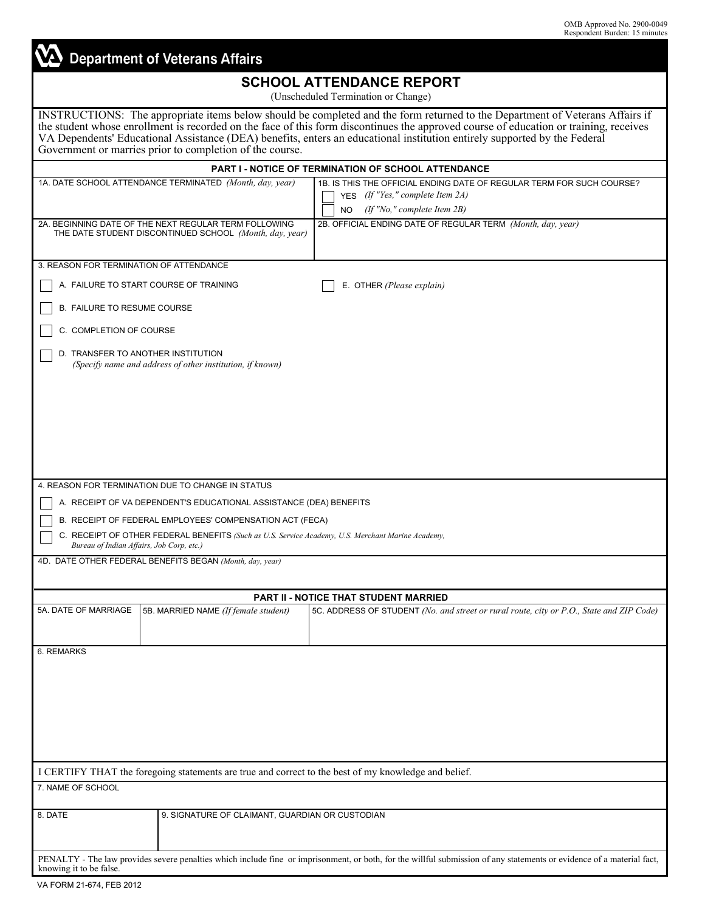OMB Approved No. 2900-0049
Respondent Burden: 15 minutes

Department of Veterans Affairs

# SCHOOL ATTENDANCE REPORT

(Unscheduled Termination or Change)

INSTRUCTIONS: The appropriate items below should be completed and the form returned to the Department of Veterans Affairs if the student whose enrollment is recorded on the face of this form discontinues the approved course of education or training, receives VA Dependents' Educational Assistance (DEA) benefits, enters an educational institution entirely supported by the Federal Government or marries prior to completion of the course.

## PART I - NOTICE OF TERMINATION OF SCHOOL ATTENDANCE

| | |
|---|---|
| 1A. DATE SCHOOL ATTENDANCE TERMINATED *(Month, day, year)* | 1B. IS THIS THE OFFICIAL ENDING DATE OF REGULAR TERM FOR SUCH COURSE?<br>☐ YES *(If "Yes," complete Item 2A)*<br>☐ NO *(If "No," complete Item 2B)* |
| 2A. BEGINNING DATE OF THE NEXT REGULAR TERM FOLLOWING THE DATE STUDENT DISCONTINUED SCHOOL *(Month, day, year)* | 2B. OFFICIAL ENDING DATE OF REGULAR TERM *(Month, day, year)* |

3. REASON FOR TERMINATION OF ATTENDANCE

- ☐ A. FAILURE TO START COURSE OF TRAINING
- ☐ B. FAILURE TO RESUME COURSE
- ☐ C. COMPLETION OF COURSE
- ☐ D. TRANSFER TO ANOTHER INSTITUTION *(Specify name and address of other institution, if known)*
- ☐ E. OTHER *(Please explain)*

4. REASON FOR TERMINATION DUE TO CHANGE IN STATUS

- ☐ A. RECEIPT OF VA DEPENDENT'S EDUCATIONAL ASSISTANCE (DEA) BENEFITS
- ☐ B. RECEIPT OF FEDERAL EMPLOYEES' COMPENSATION ACT (FECA)
- ☐ C. RECEIPT OF OTHER FEDERAL BENEFITS *(Such as U.S. Service Academy, U.S. Merchant Marine Academy, Bureau of Indian Affairs, Job Corp, etc.)*

4D. DATE OTHER FEDERAL BENEFITS BEGAN *(Month, day, year)*

## PART II - NOTICE THAT STUDENT MARRIED

| 5A. DATE OF MARRIAGE | 5B. MARRIED NAME *(If female student)* | 5C. ADDRESS OF STUDENT *(No. and street or rural route, city or P.O., State and ZIP Code)* |
|---|---|---|
| | | |

6. REMARKS

I CERTIFY THAT the foregoing statements are true and correct to the best of my knowledge and belief.

7. NAME OF SCHOOL

| 8. DATE | 9. SIGNATURE OF CLAIMANT, GUARDIAN OR CUSTODIAN |
|---|---|
| | |

PENALTY - The law provides severe penalties which include fine or imprisonment, or both, for the willful submission of any statements or evidence of a material fact, knowing it to be false.

VA FORM 21-674, FEB 2012